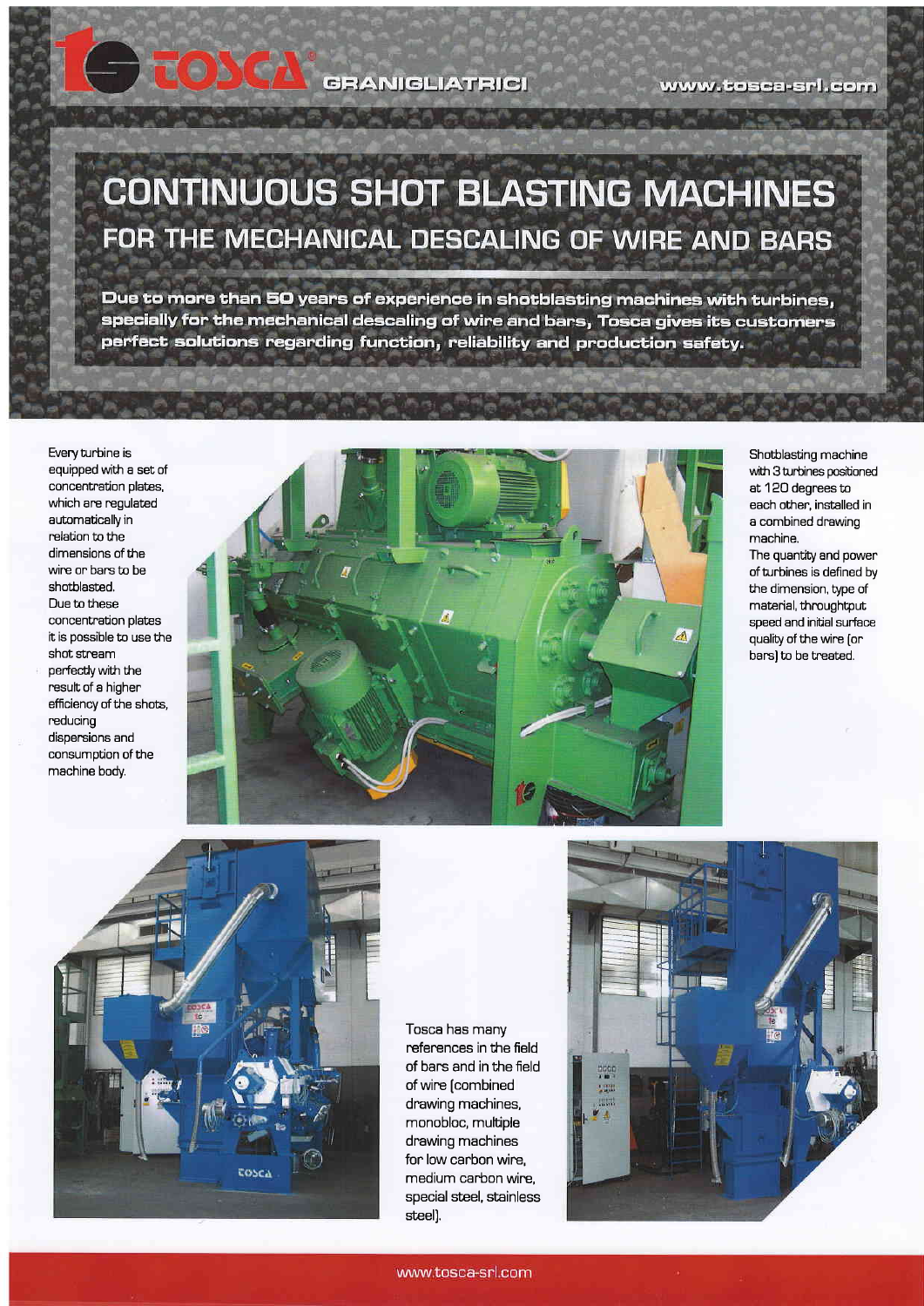TOSCA GRANIGLIATRICI www.tosca-srl.com

# CONTINUOUS SHOT BLASTING MACHINES

## FOR THE MECHANICAL DESCALING OF WIRE AND BARS

**Due to more than 50 years of experience in shotblasting machines with turbines, specially for the mechanical descaling of wire and bars, Tosca gives its customers perfect solutions regarding function, reliability and production safety.**

Every turbine is equipped with a set of concentration plates, which are regulated automatically in relation to the dimensions of the wire or bars to be shotblasted.
Due to these concentration plates it is possible to use the shot stream perfectly with the result of a higher efficiency of the shots, reducing dispersions and consumption of the machine body.

Shotblasting machine with 3 turbines positioned at 120 degrees to each other, installed in a combined drawing machine.
The quantity and power of turbines is defined by the dimension, type of material, throughtput speed and initial surface quality of the wire (or bars) to be treated.

Tosca has many references in the field of bars and in the field of wire (combined drawing machines, monobloc, multiple drawing machines for low carbon wire, medium carbon wire, special steel, stainless steel).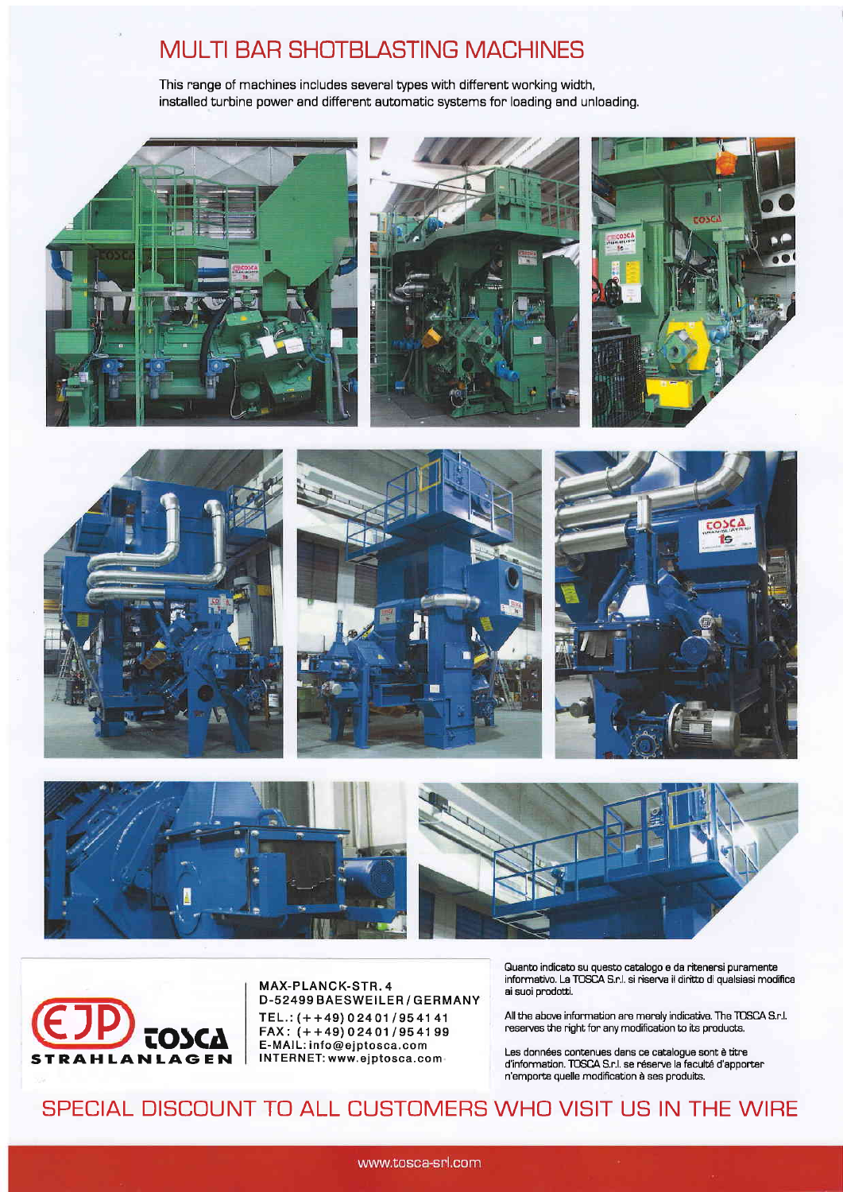# MULTI BAR SHOTBLASTING MACHINES

This range of machines includes several types with different working width, installed turbine power and different automatic systems for loading and unloading.

EJP TOSCA STRAHLANLAGEN

MAX-PLANCK-STR. 4
D-52499 BAESWEILER / GERMANY
TEL.: (++49) 02401 / 954141
FAX: (++49) 02401 / 954199
E-MAIL: info@ejptosca.com
INTERNET: www.ejptosca.com

Quanto indicato su questo catalogo e da ritenersi puramente informativo. La TOSCA S.r.l. si riserva il diritto di qualsiasi modifica ai suoi prodotti.

All the above information are merely indicative. The TOSCA S.r.l. reserves the right for any modification to its products.

Les données contenues dans ce catalogue sont à titre d'information. TOSCA S.r.l. se réserve la faculté d'apporter n'emporte quelle modification à ses produits.

## SPECIAL DISCOUNT TO ALL CUSTOMERS WHO VISIT US IN THE WIRE

www.tosca-srl.com